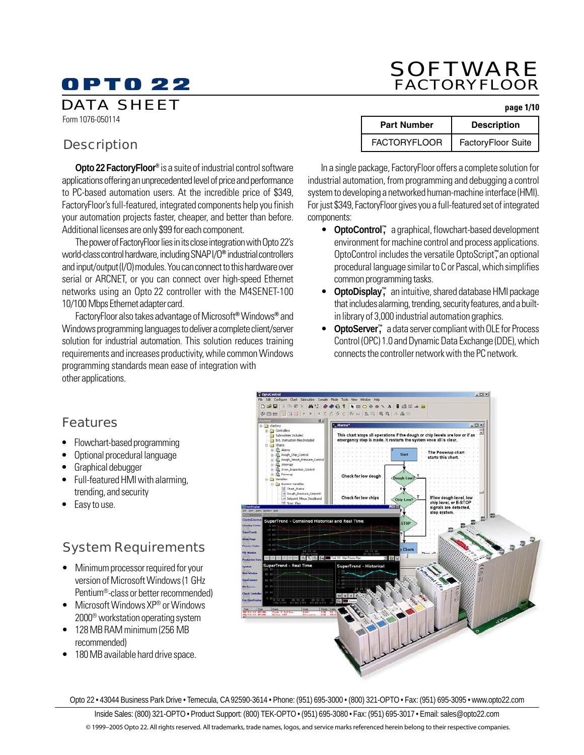# OPTO 22

DATA SHEET

Form 1076-050114

# SOFTWARE FACTORYFLOOR

| Part Number | Description |
|---|---|
| FACTORYFLOOR | FactoryFloor Suite |

## Description

**Opto 22 FactoryFloor®** is a suite of industrial control software applications offering an unprecedented level of price and performance to PC-based automation users. At the incredible price of $349, FactoryFloor's full-featured, integrated components help you finish your automation projects faster, cheaper, and better than before. Additional licenses are only $99 for each component.

The power of FactoryFloor lies in its close integration with Opto 22's world-class control hardware, including SNAP I/O® industrial controllers and input/output (I/O) modules. You can connect to this hardware over serial or ARCNET, or you can connect over high-speed Ethernet networks using an Opto 22 controller with the M4SENET-100 10/100 Mbps Ethernet adapter card.

FactoryFloor also takes advantage of Microsoft® Windows® and Windows programming languages to deliver a complete client/server solution for industrial automation. This solution reduces training requirements and increases productivity, while common Windows programming standards mean ease of integration with other applications.

In a single package, FactoryFloor offers a complete solution for industrial automation, from programming and debugging a control system to developing a networked human-machine interface (HMI). For just $349, FactoryFloor gives you a full-featured set of integrated components:

- **OptoControl™**, a graphical, flowchart-based development environment for machine control and process applications. OptoControl includes the versatile OptoScript™, an optional procedural language similar to C or Pascal, which simplifies common programming tasks.
- **OptoDisplay™**, an intuitive, shared database HMI package that includes alarming, trending, security features, and a built-in library of 3,000 industrial automation graphics.
- **OptoServer™**, a data server compliant with OLE for Process Control (OPC) 1.0 and Dynamic Data Exchange (DDE), which connects the controller network with the PC network.

## Features

- Flowchart-based programming
- Optional procedural language
- Graphical debugger
- Full-featured HMI with alarming, trending, and security
- Easy to use.

## System Requirements

- Minimum processor required for your version of Microsoft Windows (1 GHz Pentium®-class or better recommended)
- Microsoft Windows XP® or Windows 2000® workstation operating system
- 128 MB RAM minimum (256 MB recommended)
- 180 MB available hard drive space.

Opto 22 • 43044 Business Park Drive • Temecula, CA 92590-3614 • Phone: (951) 695-3000 • (800) 321-OPTO • Fax: (951) 695-3095 • www.opto22.com

Inside Sales: (800) 321-OPTO • Product Support: (800) TEK-OPTO • (951) 695-3080 • Fax: (951) 695-3017 • Email: sales@opto22.com

© 1999–2005 Opto 22. All rights reserved. All trademarks, trade names, logos, and service marks referenced herein belong to their respective companies.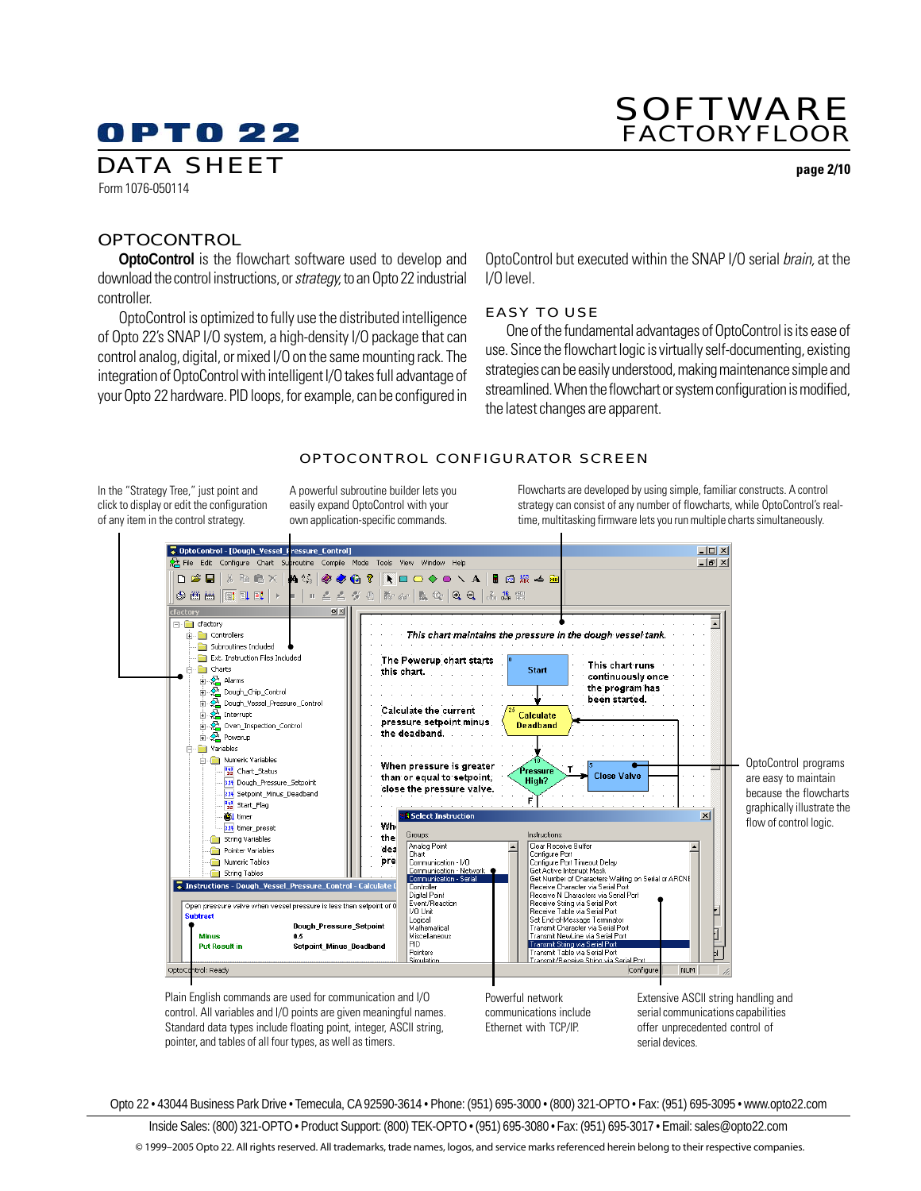## OPTOCONTROL

**OptoControl** is the flowchart software used to develop and download the control instructions, or *strategy,* to an Opto 22 industrial controller.

OptoControl is optimized to fully use the distributed intelligence of Opto 22's SNAP I/O system, a high-density I/O package that can control analog, digital, or mixed I/O on the same mounting rack. The integration of OptoControl with intelligent I/O takes full advantage of your Opto 22 hardware. PID loops, for example, can be configured in OptoControl but executed within the SNAP I/O serial *brain,* at the I/O level.

### EASY TO USE

One of the fundamental advantages of OptoControl is its ease of use. Since the flowchart logic is virtually self-documenting, existing strategies can be easily understood, making maintenance simple and streamlined. When the flowchart or system configuration is modified, the latest changes are apparent.

### OPTOCONTROL CONFIGURATOR SCREEN

In the "Strategy Tree," just point and click to display or edit the configuration of any item in the control strategy.

A powerful subroutine builder lets you easily expand OptoControl with your own application-specific commands.

Flowcharts are developed by using simple, familiar constructs. A control strategy can consist of any number of flowcharts, while OptoControl's real-time, multitasking firmware lets you run multiple charts simultaneously.

OptoControl programs are easy to maintain because the flowcharts graphically illustrate the flow of control logic.

Plain English commands are used for communication and I/O control. All variables and I/O points are given meaningful names. Standard data types include floating point, integer, ASCII string, pointer, and tables of all four types, as well as timers.

Powerful network communications include Ethernet with TCP/IP.

Extensive ASCII string handling and serial communications capabilities offer unprecedented control of serial devices.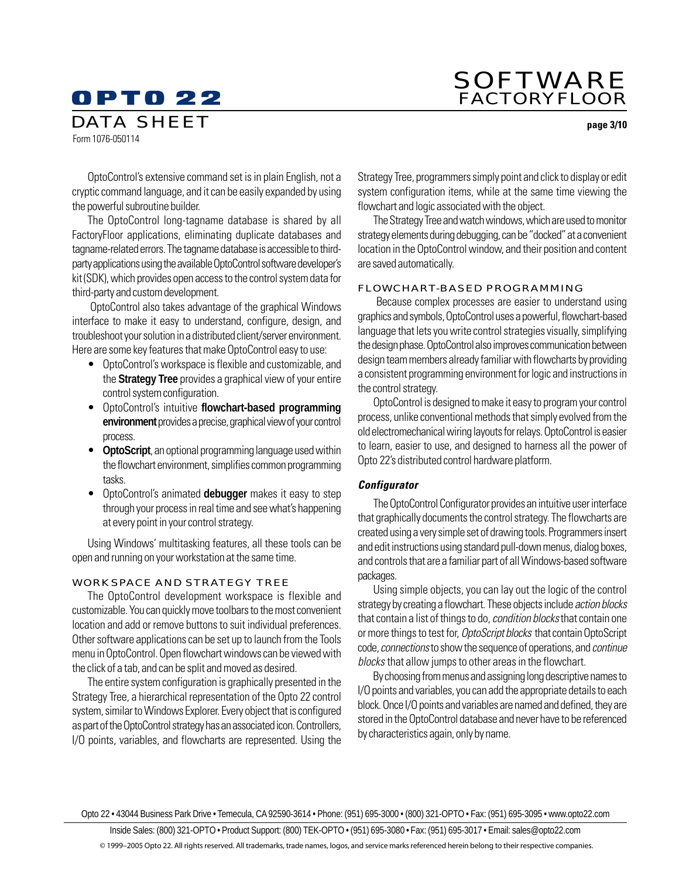OptoControl's extensive command set is in plain English, not a cryptic command language, and it can be easily expanded by using the powerful subroutine builder.

The OptoControl long-tagname database is shared by all FactoryFloor applications, eliminating duplicate databases and tagname-related errors. The tagname database is accessible to third-party applications using the available OptoControl software developer's kit (SDK), which provides open access to the control system data for third-party and custom development.

OptoControl also takes advantage of the graphical Windows interface to make it easy to understand, configure, design, and troubleshoot your solution in a distributed client/server environment. Here are some key features that make OptoControl easy to use:

- OptoControl's workspace is flexible and customizable, and the **Strategy Tree** provides a graphical view of your entire control system configuration.
- OptoControl's intuitive **flowchart-based programming environment** provides a precise, graphical view of your control process.
- **OptoScript**, an optional programming language used within the flowchart environment, simplifies common programming tasks.
- OptoControl's animated **debugger** makes it easy to step through your process in real time and see what's happening at every point in your control strategy.

Using Windows' multitasking features, all these tools can be open and running on your workstation at the same time.

## WORKSPACE AND STRATEGY TREE

The OptoControl development workspace is flexible and customizable. You can quickly move toolbars to the most convenient location and add or remove buttons to suit individual preferences. Other software applications can be set up to launch from the Tools menu in OptoControl. Open flowchart windows can be viewed with the click of a tab, and can be split and moved as desired.

The entire system configuration is graphically presented in the Strategy Tree, a hierarchical representation of the Opto 22 control system, similar to Windows Explorer. Every object that is configured as part of the OptoControl strategy has an associated icon. Controllers, I/O points, variables, and flowcharts are represented. Using the Strategy Tree, programmers simply point and click to display or edit system configuration items, while at the same time viewing the flowchart and logic associated with the object.

The Strategy Tree and watch windows, which are used to monitor strategy elements during debugging, can be "docked" at a convenient location in the OptoControl window, and their position and content are saved automatically.

## FLOWCHART-BASED PROGRAMMING

Because complex processes are easier to understand using graphics and symbols, OptoControl uses a powerful, flowchart-based language that lets you write control strategies visually, simplifying the design phase. OptoControl also improves communication between design team members already familiar with flowcharts by providing a consistent programming environment for logic and instructions in the control strategy.

OptoControl is designed to make it easy to program your control process, unlike conventional methods that simply evolved from the old electromechanical wiring layouts for relays. OptoControl is easier to learn, easier to use, and designed to harness all the power of Opto 22's distributed control hardware platform.

### *Configurator*

The OptoControl Configurator provides an intuitive user interface that graphically documents the control strategy. The flowcharts are created using a very simple set of drawing tools. Programmers insert and edit instructions using standard pull-down menus, dialog boxes, and controls that are a familiar part of all Windows-based software packages.

Using simple objects, you can lay out the logic of the control strategy by creating a flowchart. These objects include *action blocks* that contain a list of things to do, *condition blocks* that contain one or more things to test for, *OptoScript blocks* that contain OptoScript code, *connections* to show the sequence of operations, and *continue blocks* that allow jumps to other areas in the flowchart.

By choosing from menus and assigning long descriptive names to I/O points and variables, you can add the appropriate details to each block. Once I/O points and variables are named and defined, they are stored in the OptoControl database and never have to be referenced by characteristics again, only by name.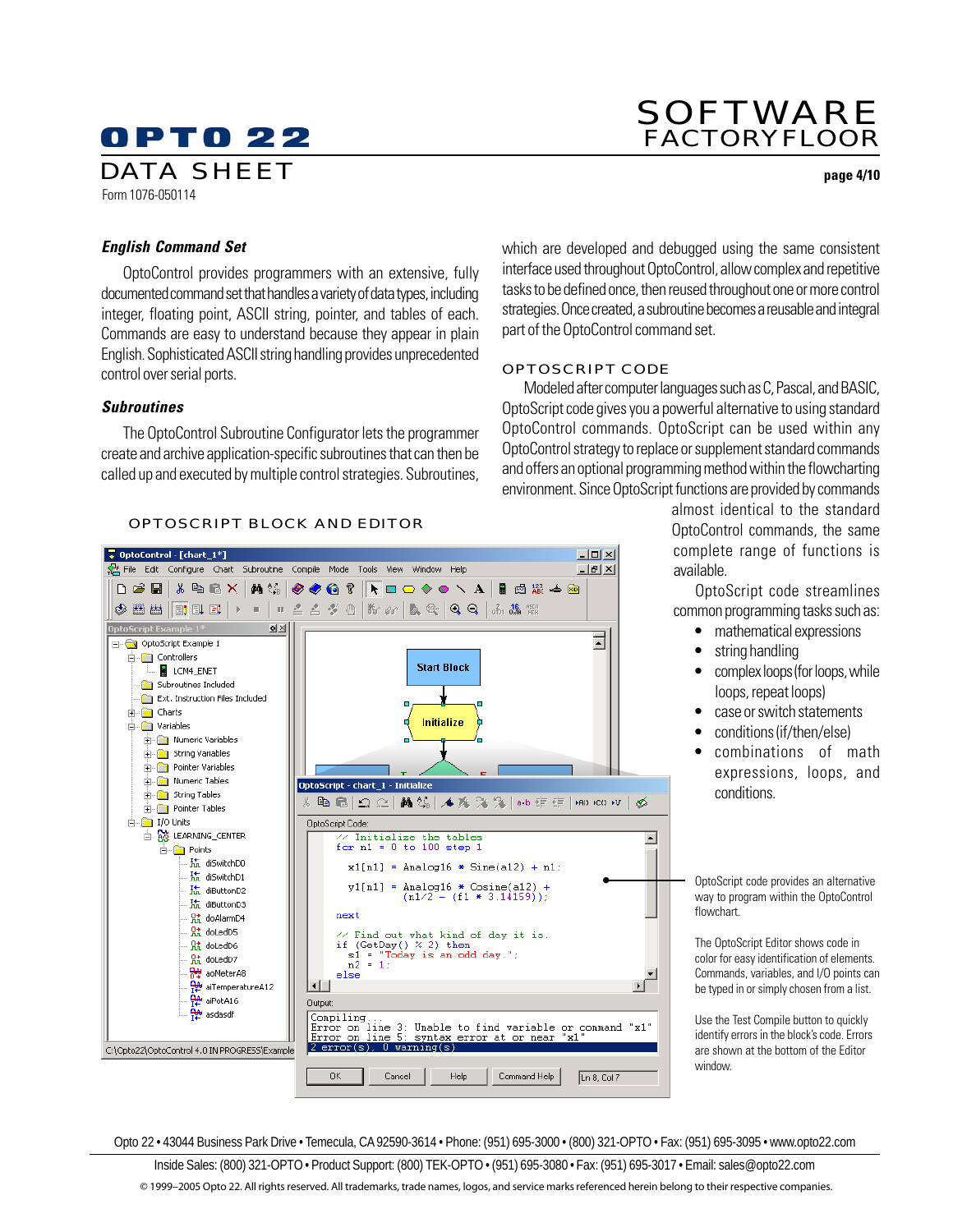## English Command Set

OptoControl provides programmers with an extensive, fully documented command set that handles a variety of data types, including integer, floating point, ASCII string, pointer, and tables of each. Commands are easy to understand because they appear in plain English. Sophisticated ASCII string handling provides unprecedented control over serial ports.

## Subroutines

The OptoControl Subroutine Configurator lets the programmer create and archive application-specific subroutines that can then be called up and executed by multiple control strategies. Subroutines, which are developed and debugged using the same consistent interface used throughout OptoControl, allow complex and repetitive tasks to be defined once, then reused throughout one or more control strategies. Once created, a subroutine becomes a reusable and integral part of the OptoControl command set.

## OPTOSCRIPT CODE

Modeled after computer languages such as C, Pascal, and BASIC, OptoScript code gives you a powerful alternative to using standard OptoControl commands. OptoScript can be used within any OptoControl strategy to replace or supplement standard commands and offers an optional programming method within the flowcharting environment. Since OptoScript functions are provided by commands almost identical to the standard OptoControl commands, the same complete range of functions is available.

OptoScript code streamlines common programming tasks such as:

- mathematical expressions
- string handling
- complex loops (for loops, while loops, repeat loops)
- case or switch statements
- conditions (if/then/else)
- combinations of math expressions, loops, and conditions.

## OPTOSCRIPT BLOCK AND EDITOR

OptoScript code provides an alternative way to program within the OptoControl flowchart.

The OptoScript Editor shows code in color for easy identification of elements. Commands, variables, and I/O points can be typed in or simply chosen from a list.

Use the Test Compile button to quickly identify errors in the block's code. Errors are shown at the bottom of the Editor window.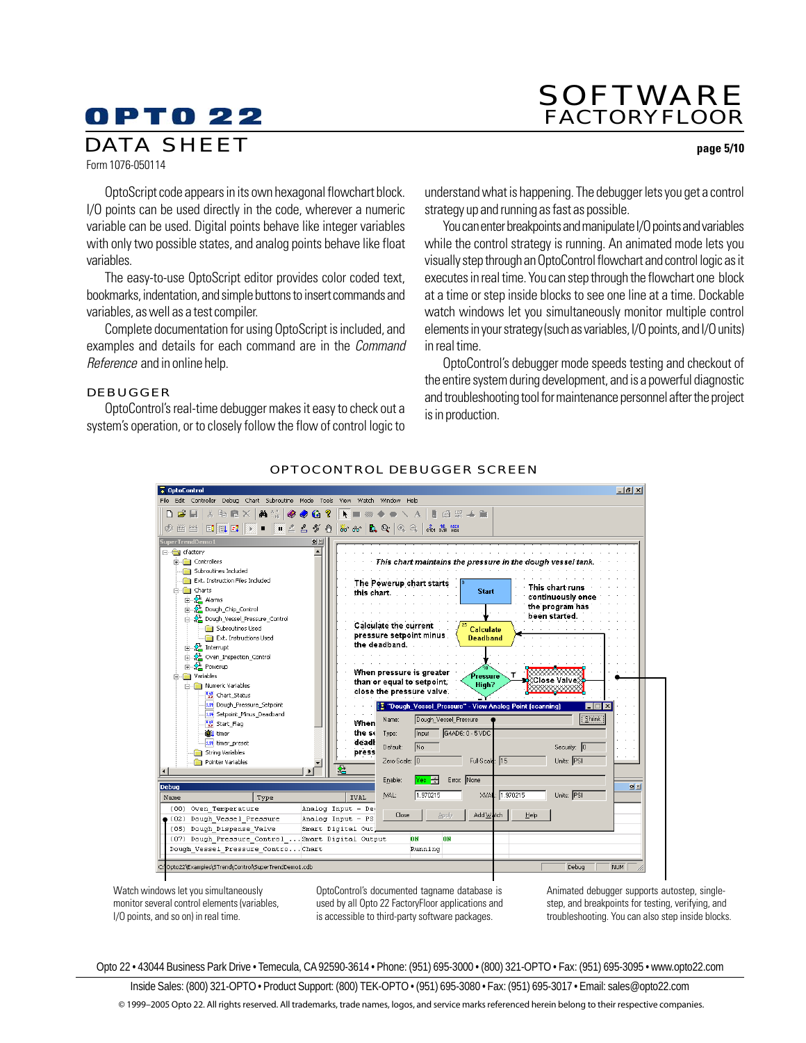OptoScript code appears in its own hexagonal flowchart block. I/O points can be used directly in the code, wherever a numeric variable can be used. Digital points behave like integer variables with only two possible states, and analog points behave like float variables.

The easy-to-use OptoScript editor provides color coded text, bookmarks, indentation, and simple buttons to insert commands and variables, as well as a test compiler.

Complete documentation for using OptoScript is included, and examples and details for each command are in the *Command Reference* and in online help.

## DEBUGGER

OptoControl's real-time debugger makes it easy to check out a system's operation, or to closely follow the flow of control logic to understand what is happening. The debugger lets you get a control strategy up and running as fast as possible.

You can enter breakpoints and manipulate I/O points and variables while the control strategy is running. An animated mode lets you visually step through an OptoControl flowchart and control logic as it executes in real time. You can step through the flowchart one block at a time or step inside blocks to see one line at a time. Dockable watch windows let you simultaneously monitor multiple control elements in your strategy (such as variables, I/O points, and I/O units) in real time.

OptoControl's debugger mode speeds testing and checkout of the entire system during development, and is a powerful diagnostic and troubleshooting tool for maintenance personnel after the project is in production.

### OPTOCONTROL DEBUGGER SCREEN

Watch windows let you simultaneously monitor several control elements (variables, I/O points, and so on) in real time.

OptoControl's documented tagname database is used by all Opto 22 FactoryFloor applications and is accessible to third-party software packages.

Animated debugger supports autostep, single-step, and breakpoints for testing, verifying, and troubleshooting. You can also step inside blocks.

Opto 22 • 43044 Business Park Drive • Temecula, CA 92590-3614 • Phone: (951) 695-3000 • (800) 321-OPTO • Fax: (951) 695-3095 • www.opto22.com

Inside Sales: (800) 321-OPTO • Product Support: (800) TEK-OPTO • (951) 695-3080 • Fax: (951) 695-3017 • Email: sales@opto22.com

© 1999–2005 Opto 22. All rights reserved. All trademarks, trade names, logos, and service marks referenced herein belong to their respective companies.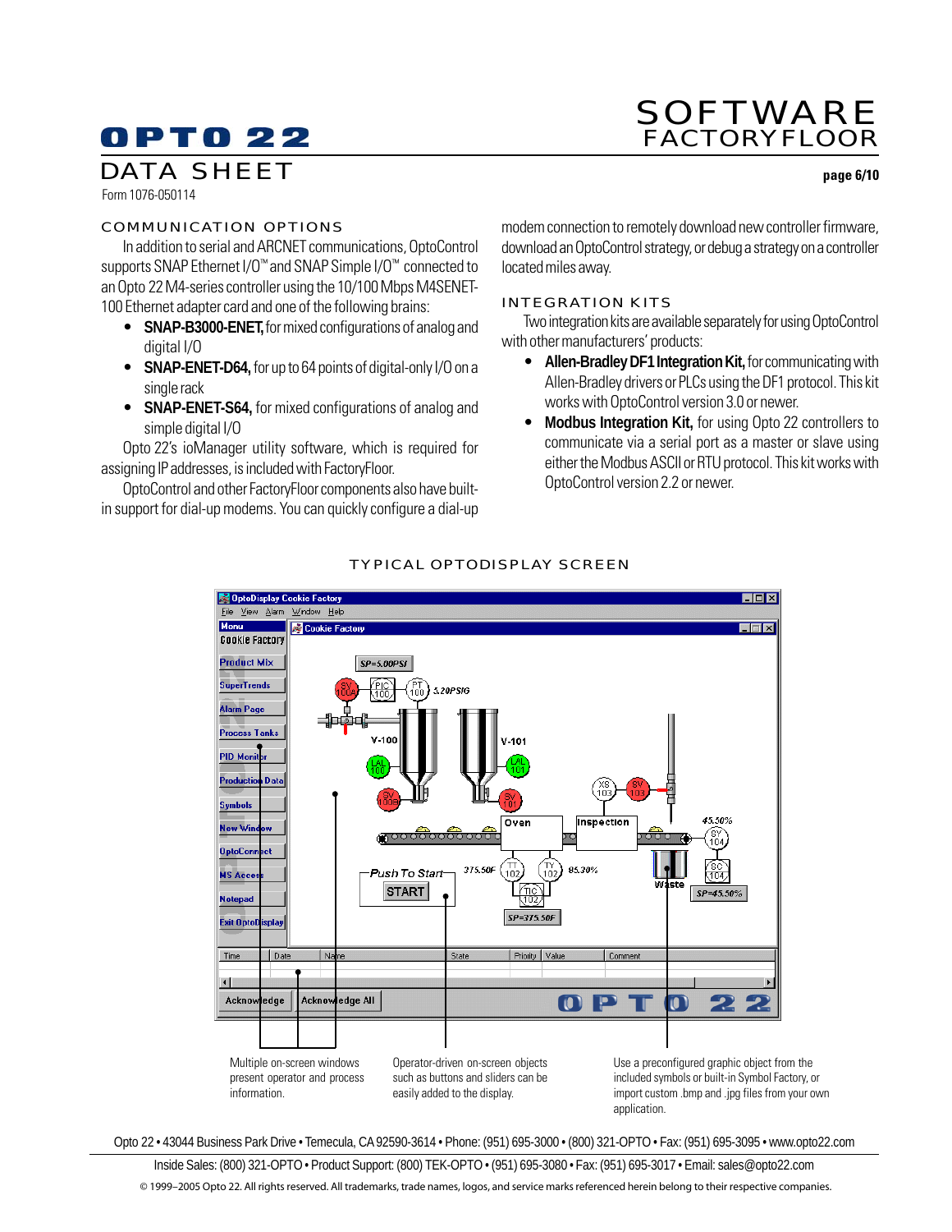## COMMUNICATION OPTIONS

In addition to serial and ARCNET communications, OptoControl supports SNAP Ethernet I/O™ and SNAP Simple I/O™ connected to an Opto 22 M4-series controller using the 10/100 Mbps M4SENET-100 Ethernet adapter card and one of the following brains:

- **SNAP-B3000-ENET,** for mixed configurations of analog and digital I/O
- **SNAP-ENET-D64,** for up to 64 points of digital-only I/O on a single rack
- **SNAP-ENET-S64,** for mixed configurations of analog and simple digital I/O

Opto 22's ioManager utility software, which is required for assigning IP addresses, is included with FactoryFloor.

OptoControl and other FactoryFloor components also have built-in support for dial-up modems. You can quickly configure a dial-up modem connection to remotely download new controller firmware, download an OptoControl strategy, or debug a strategy on a controller located miles away.

## INTEGRATION KITS

Two integration kits are available separately for using OptoControl with other manufacturers' products:

- **Allen-Bradley DF1 Integration Kit,** for communicating with Allen-Bradley drivers or PLCs using the DF1 protocol. This kit works with OptoControl version 3.0 or newer.
- **Modbus Integration Kit,** for using Opto 22 controllers to communicate via a serial port as a master or slave using either the Modbus ASCII or RTU protocol. This kit works with OptoControl version 2.2 or newer.

## TYPICAL OPTODISPLAY SCREEN

Multiple on-screen windows present operator and process information.

Operator-driven on-screen objects such as buttons and sliders can be easily added to the display.

Use a preconfigured graphic object from the included symbols or built-in Symbol Factory, or import custom .bmp and .jpg files from your own application.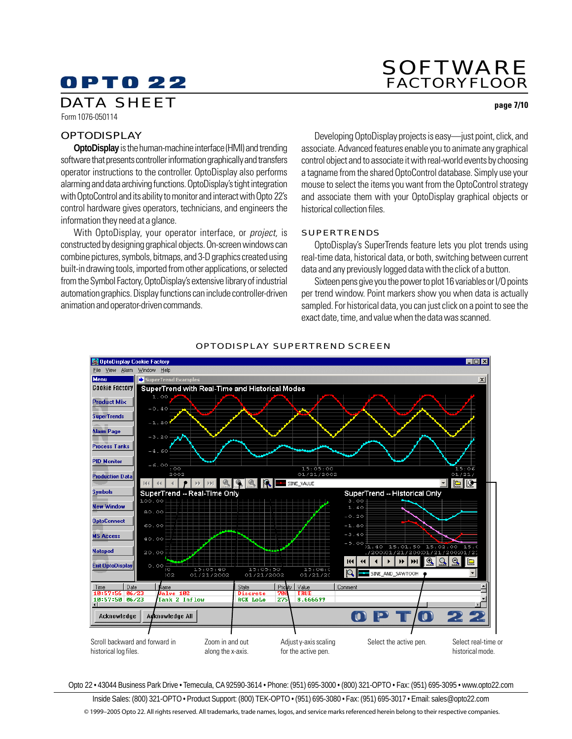# OPTODISPLAY

**OptoDisplay** is the human-machine interface (HMI) and trending software that presents controller information graphically and transfers operator instructions to the controller. OptoDisplay also performs alarming and data archiving functions. OptoDisplay's tight integration with OptoControl and its ability to monitor and interact with Opto 22's control hardware gives operators, technicians, and engineers the information they need at a glance.

With OptoDisplay, your operator interface, or *project,* is constructed by designing graphical objects. On-screen windows can combine pictures, symbols, bitmaps, and 3-D graphics created using built-in drawing tools, imported from other applications, or selected from the Symbol Factory, OptoDisplay's extensive library of industrial automation graphics. Display functions can include controller-driven animation and operator-driven commands.

Developing OptoDisplay projects is easy—just point, click, and associate. Advanced features enable you to animate any graphical control object and to associate it with real-world events by choosing a tagname from the shared OptoControl database. Simply use your mouse to select the items you want from the OptoControl strategy and associate them with your OptoDisplay graphical objects or historical collection files.

## SUPERTRENDS

OptoDisplay's SuperTrends feature lets you plot trends using real-time data, historical data, or both, switching between current data and any previously logged data with the click of a button.

Sixteen pens give you the power to plot 16 variables or I/O points per trend window. Point markers show you when data is actually sampled. For historical data, you can just click on a point to see the exact date, time, and value when the data was scanned.

## OPTODISPLAY SUPERTREND SCREEN

Scroll backward and forward in historical log files.

Zoom in and out along the x-axis.

Adjust y-axis scaling for the active pen.

Select the active pen.

Select real-time or historical mode.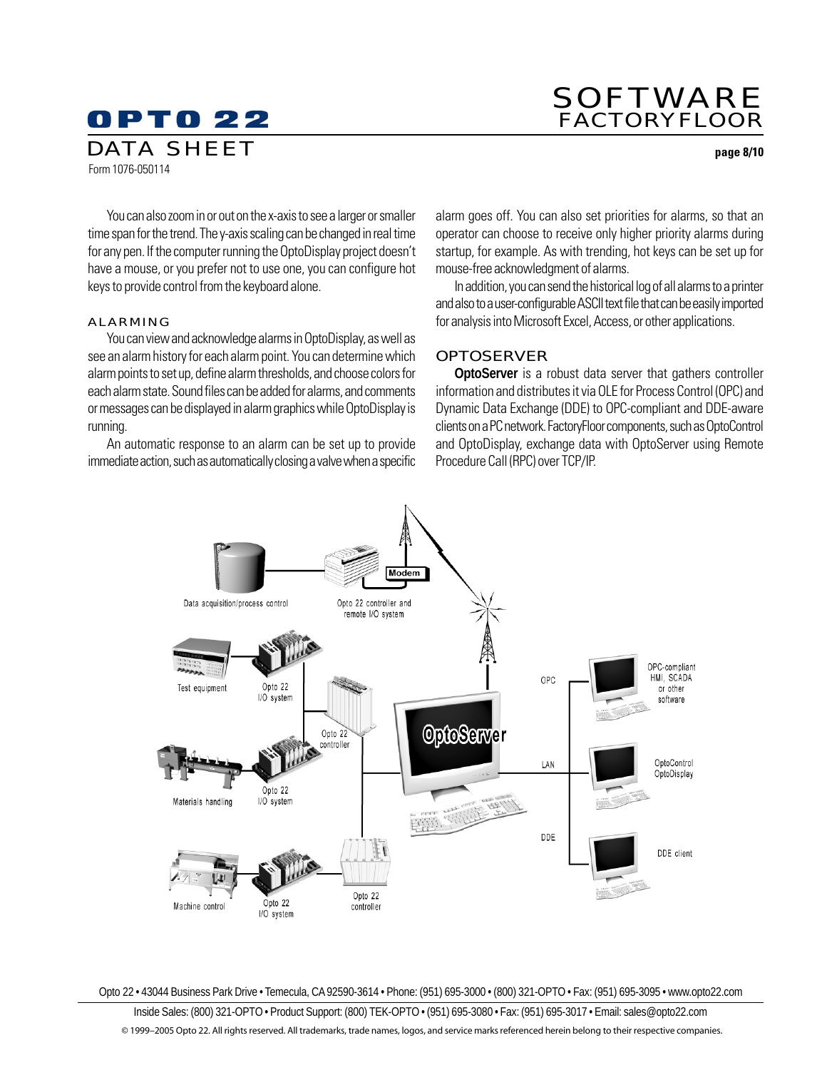You can also zoom in or out on the x-axis to see a larger or smaller time span for the trend. The y-axis scaling can be changed in real time for any pen. If the computer running the OptoDisplay project doesn't have a mouse, or you prefer not to use one, you can configure hot keys to provide control from the keyboard alone.

### ALARMING

You can view and acknowledge alarms in OptoDisplay, as well as see an alarm history for each alarm point. You can determine which alarm points to set up, define alarm thresholds, and choose colors for each alarm state. Sound files can be added for alarms, and comments or messages can be displayed in alarm graphics while OptoDisplay is running.

An automatic response to an alarm can be set up to provide immediate action, such as automatically closing a valve when a specific alarm goes off. You can also set priorities for alarms, so that an operator can choose to receive only higher priority alarms during startup, for example. As with trending, hot keys can be set up for mouse-free acknowledgment of alarms.

In addition, you can send the historical log of all alarms to a printer and also to a user-configurable ASCII text file that can be easily imported for analysis into Microsoft Excel, Access, or other applications.

## OPTOSERVER

**OptoServer** is a robust data server that gathers controller information and distributes it via OLE for Process Control (OPC) and Dynamic Data Exchange (DDE) to OPC-compliant and DDE-aware clients on a PC network. FactoryFloor components, such as OptoControl and OptoDisplay, exchange data with OptoServer using Remote Procedure Call (RPC) over TCP/IP.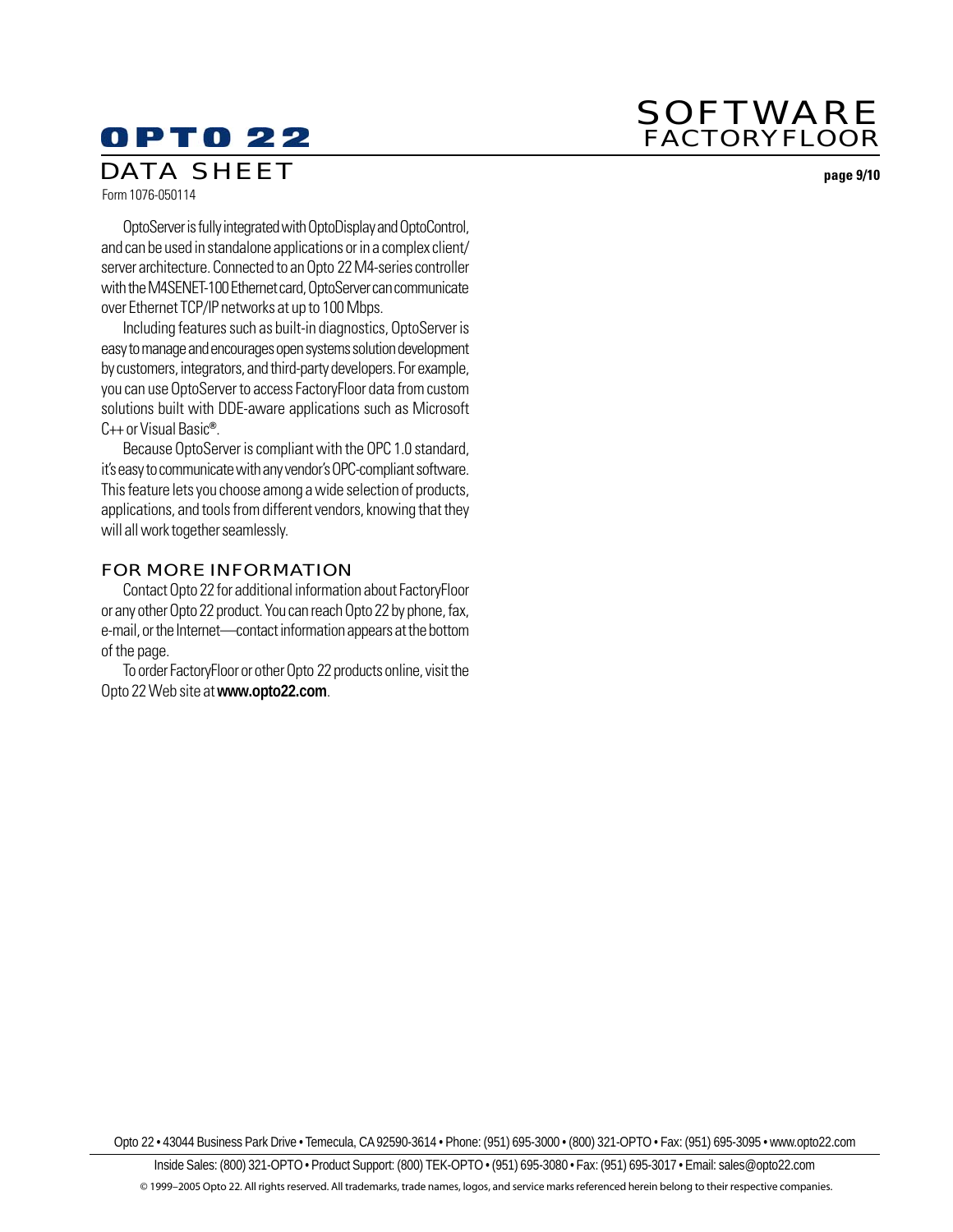OptoServer is fully integrated with OptoDisplay and OptoControl, and can be used in standalone applications or in a complex client/server architecture. Connected to an Opto 22 M4-series controller with the M4SENET-100 Ethernet card, OptoServer can communicate over Ethernet TCP/IP networks at up to 100 Mbps.

Including features such as built-in diagnostics, OptoServer is easy to manage and encourages open systems solution development by customers, integrators, and third-party developers. For example, you can use OptoServer to access FactoryFloor data from custom solutions built with DDE-aware applications such as Microsoft C++ or Visual Basic®.

Because OptoServer is compliant with the OPC 1.0 standard, it's easy to communicate with any vendor's OPC-compliant software. This feature lets you choose among a wide selection of products, applications, and tools from different vendors, knowing that they will all work together seamlessly.

## FOR MORE INFORMATION

Contact Opto 22 for additional information about FactoryFloor or any other Opto 22 product. You can reach Opto 22 by phone, fax, e-mail, or the Internet—contact information appears at the bottom of the page.

To order FactoryFloor or other Opto 22 products online, visit the Opto 22 Web site at **www.opto22.com**.

Opto 22 • 43044 Business Park Drive • Temecula, CA 92590-3614 • Phone: (951) 695-3000 • (800) 321-OPTO • Fax: (951) 695-3095 • www.opto22.com

Inside Sales: (800) 321-OPTO • Product Support: (800) TEK-OPTO • (951) 695-3080 • Fax: (951) 695-3017 • Email: sales@opto22.com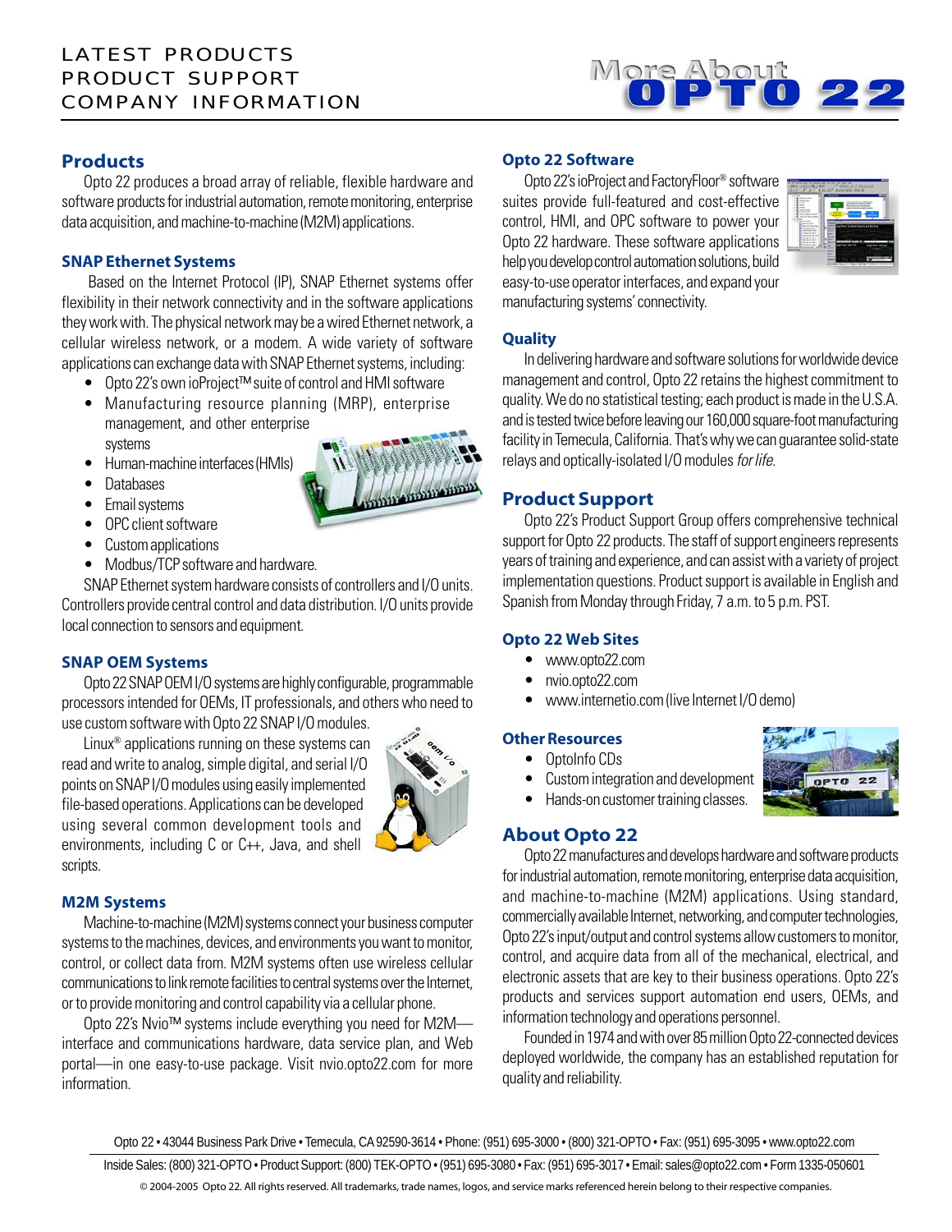LATEST PRODUCTS
PRODUCT SUPPORT
COMPANY INFORMATION

More About OPTO 22

## Products

Opto 22 produces a broad array of reliable, flexible hardware and software products for industrial automation, remote monitoring, enterprise data acquisition, and machine-to-machine (M2M) applications.

### SNAP Ethernet Systems

Based on the Internet Protocol (IP), SNAP Ethernet systems offer flexibility in their network connectivity and in the software applications they work with. The physical network may be a wired Ethernet network, a cellular wireless network, or a modem. A wide variety of software applications can exchange data with SNAP Ethernet systems, including:

- Opto 22's own ioProject™ suite of control and HMI software
- Manufacturing resource planning (MRP), enterprise management, and other enterprise systems
- Human-machine interfaces (HMIs)
- Databases
- Email systems
- OPC client software
- Custom applications
- Modbus/TCP software and hardware.

SNAP Ethernet system hardware consists of controllers and I/O units. Controllers provide central control and data distribution. I/O units provide local connection to sensors and equipment.

### SNAP OEM Systems

Opto 22 SNAP OEM I/O systems are highly configurable, programmable processors intended for OEMs, IT professionals, and others who need to use custom software with Opto 22 SNAP I/O modules.

Linux® applications running on these systems can read and write to analog, simple digital, and serial I/O points on SNAP I/O modules using easily implemented file-based operations. Applications can be developed using several common development tools and environments, including C or C++, Java, and shell scripts.

### M2M Systems

Machine-to-machine (M2M) systems connect your business computer systems to the machines, devices, and environments you want to monitor, control, or collect data from. M2M systems often use wireless cellular communications to link remote facilities to central systems over the Internet, or to provide monitoring and control capability via a cellular phone.

Opto 22's Nvio™ systems include everything you need for M2M—interface and communications hardware, data service plan, and Web portal—in one easy-to-use package. Visit nvio.opto22.com for more information.

### Opto 22 Software

Opto 22's ioProject and FactoryFloor® software suites provide full-featured and cost-effective control, HMI, and OPC software to power your Opto 22 hardware. These software applications help you develop control automation solutions, build easy-to-use operator interfaces, and expand your manufacturing systems' connectivity.

### Quality

In delivering hardware and software solutions for worldwide device management and control, Opto 22 retains the highest commitment to quality. We do no statistical testing; each product is made in the U.S.A. and is tested twice before leaving our 160,000 square-foot manufacturing facility in Temecula, California. That's why we can guarantee solid-state relays and optically-isolated I/O modules *for life.*

## Product Support

Opto 22's Product Support Group offers comprehensive technical support for Opto 22 products. The staff of support engineers represents years of training and experience, and can assist with a variety of project implementation questions. Product support is available in English and Spanish from Monday through Friday, 7 a.m. to 5 p.m. PST.

### Opto 22 Web Sites

- www.opto22.com
- nvio.opto22.com
- www.internetio.com (live Internet I/O demo)

### Other Resources

- OptoInfo CDs
- Custom integration and development
- Hands-on customer training classes.

## About Opto 22

Opto 22 manufactures and develops hardware and software products for industrial automation, remote monitoring, enterprise data acquisition, and machine-to-machine (M2M) applications. Using standard, commercially available Internet, networking, and computer technologies, Opto 22's input/output and control systems allow customers to monitor, control, and acquire data from all of the mechanical, electrical, and electronic assets that are key to their business operations. Opto 22's products and services support automation end users, OEMs, and information technology and operations personnel.

Founded in 1974 and with over 85 million Opto 22-connected devices deployed worldwide, the company has an established reputation for quality and reliability.

Opto 22 • 43044 Business Park Drive • Temecula, CA 92590-3614 • Phone: (951) 695-3000 • (800) 321-OPTO • Fax: (951) 695-3095 • www.opto22.com

Inside Sales: (800) 321-OPTO • Product Support: (800) TEK-OPTO • (951) 695-3080 • Fax: (951) 695-3017 • Email: sales@opto22.com • Form 1335-050601

© 2004-2005 Opto 22. All rights reserved. All trademarks, trade names, logos, and service marks referenced herein belong to their respective companies.